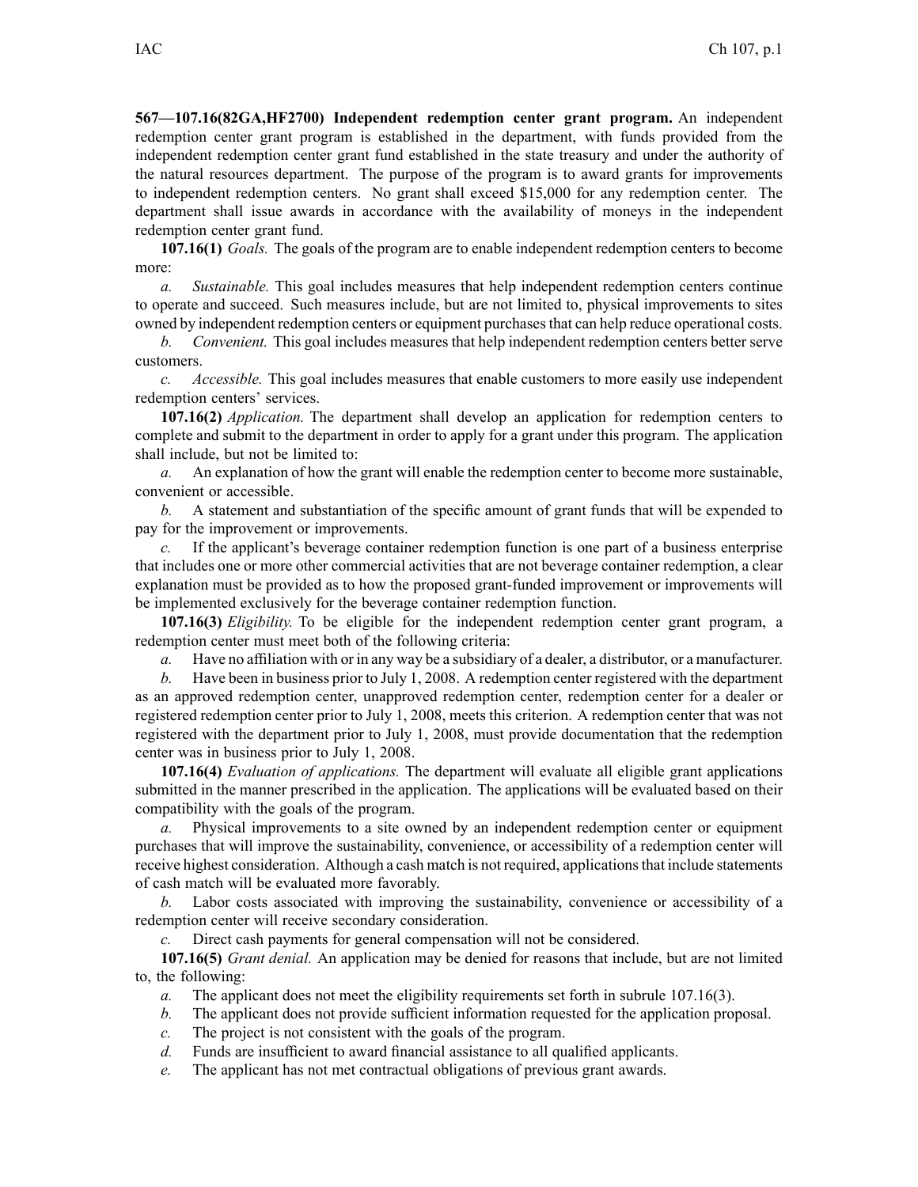**567—107.16(82GA,HF2700) Independent redemption center grant program.** An independent redemption center grant program is established in the department, with funds provided from the independent redemption center grant fund established in the state treasury and under the authority of the natural resources department. The purpose of the program is to award grants for improvements to independent redemption centers. No grant shall exceed $15,000 for any redemption center. The department shall issue awards in accordance with the availability of moneys in the independent redemption center grant fund.

**107.16(1)** *Goals.* The goals of the program are to enable independent redemption centers to become more:

*a. Sustainable.* This goal includes measures that help independent redemption centers continue to operate and succeed. Such measures include, but are not limited to, physical improvements to sites owned by independent redemption centers or equipment purchases that can help reduce operational costs.

*b. Convenient.* This goal includes measures that help independent redemption centers better serve customers.

*c. Accessible.* This goal includes measures that enable customers to more easily use independent redemption centers' services.

**107.16(2)** *Application.* The department shall develop an application for redemption centers to complete and submit to the department in order to apply for a grant under this program. The application shall include, but not be limited to:

*a.* An explanation of how the grant will enable the redemption center to become more sustainable, convenient or accessible.

*b.* A statement and substantiation of the specific amount of grant funds that will be expended to pay for the improvement or improvements.

*c.* If the applicant's beverage container redemption function is one part of a business enterprise that includes one or more other commercial activities that are not beverage container redemption, a clear explanation must be provided as to how the proposed grant-funded improvement or improvements will be implemented exclusively for the beverage container redemption function.

**107.16(3)** *Eligibility.* To be eligible for the independent redemption center grant program, a redemption center must meet both of the following criteria:

*a.* Have no affiliation with or in any way be a subsidiary of a dealer, a distributor, or a manufacturer.

*b.* Have been in business prior to July 1, 2008. A redemption center registered with the department as an approved redemption center, unapproved redemption center, redemption center for a dealer or registered redemption center prior to July 1, 2008, meets this criterion. A redemption center that was not registered with the department prior to July 1, 2008, must provide documentation that the redemption center was in business prior to July 1, 2008.

**107.16(4)** *Evaluation of applications.* The department will evaluate all eligible grant applications submitted in the manner prescribed in the application. The applications will be evaluated based on their compatibility with the goals of the program.

*a.* Physical improvements to a site owned by an independent redemption center or equipment purchases that will improve the sustainability, convenience, or accessibility of a redemption center will receive highest consideration. Although a cash match is not required, applications that include statements of cash match will be evaluated more favorably.

*b.* Labor costs associated with improving the sustainability, convenience or accessibility of a redemption center will receive secondary consideration.

*c.* Direct cash payments for general compensation will not be considered.

**107.16(5)** *Grant denial.* An application may be denied for reasons that include, but are not limited to, the following:

*a.* The applicant does not meet the eligibility requirements set forth in subrule 107.16(3).

*b.* The applicant does not provide sufficient information requested for the application proposal.

*c.* The project is not consistent with the goals of the program.

*d.* Funds are insufficient to award financial assistance to all qualified applicants.

*e.* The applicant has not met contractual obligations of previous grant awards.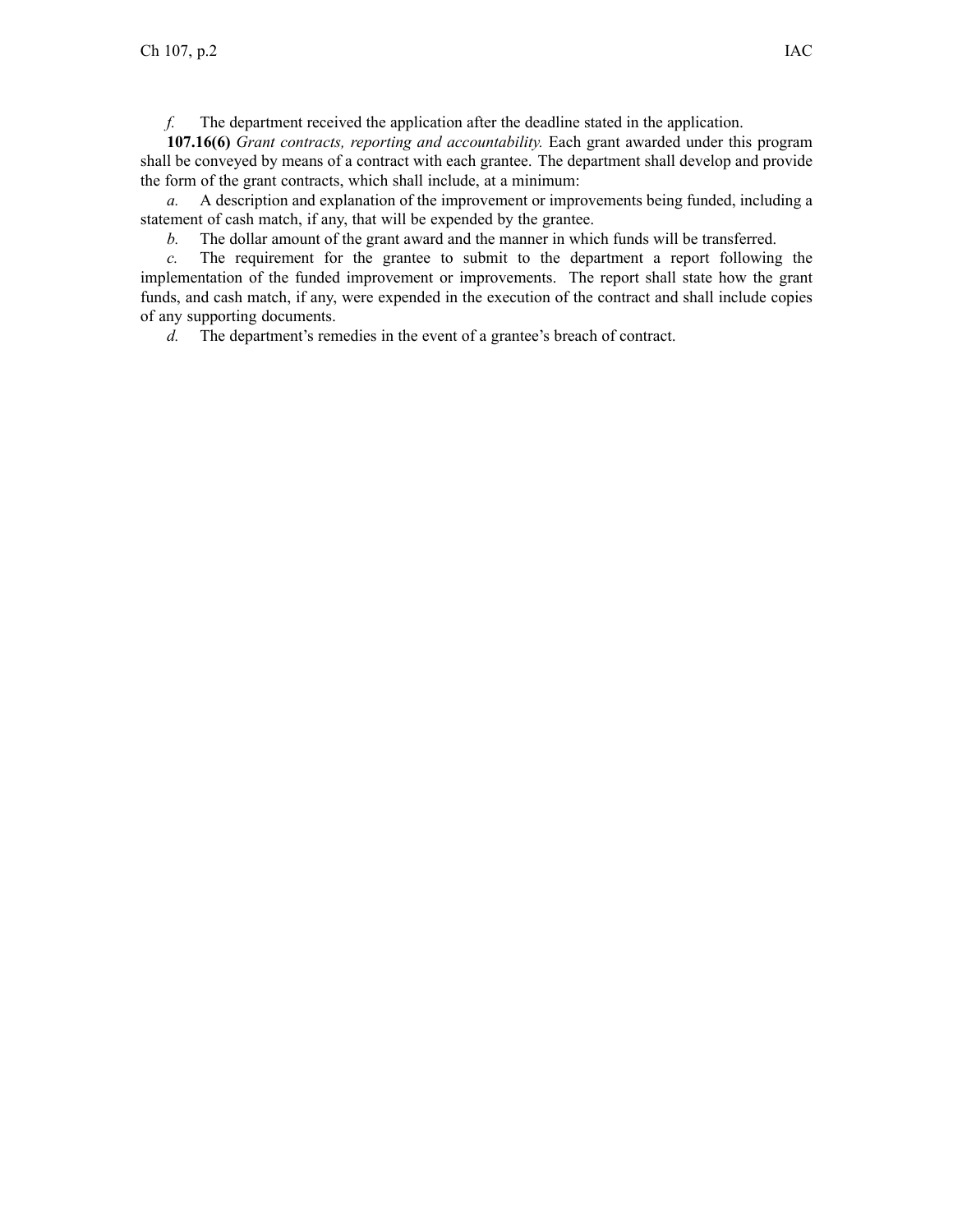*f.* The department received the application after the deadline stated in the application.

**107.16(6)** *Grant contracts, reporting and accountability.* Each grant awarded under this program shall be conveyed by means of a contract with each grantee. The department shall develop and provide the form of the grant contracts, which shall include, at a minimum:

*a.* A description and explanation of the improvement or improvements being funded, including a statement of cash match, if any, that will be expended by the grantee.

*b.* The dollar amount of the grant award and the manner in which funds will be transferred.

*c.* The requirement for the grantee to submit to the department a report following the implementation of the funded improvement or improvements. The report shall state how the grant funds, and cash match, if any, were expended in the execution of the contract and shall include copies of any supporting documents.

*d.* The department's remedies in the event of a grantee's breach of contract.